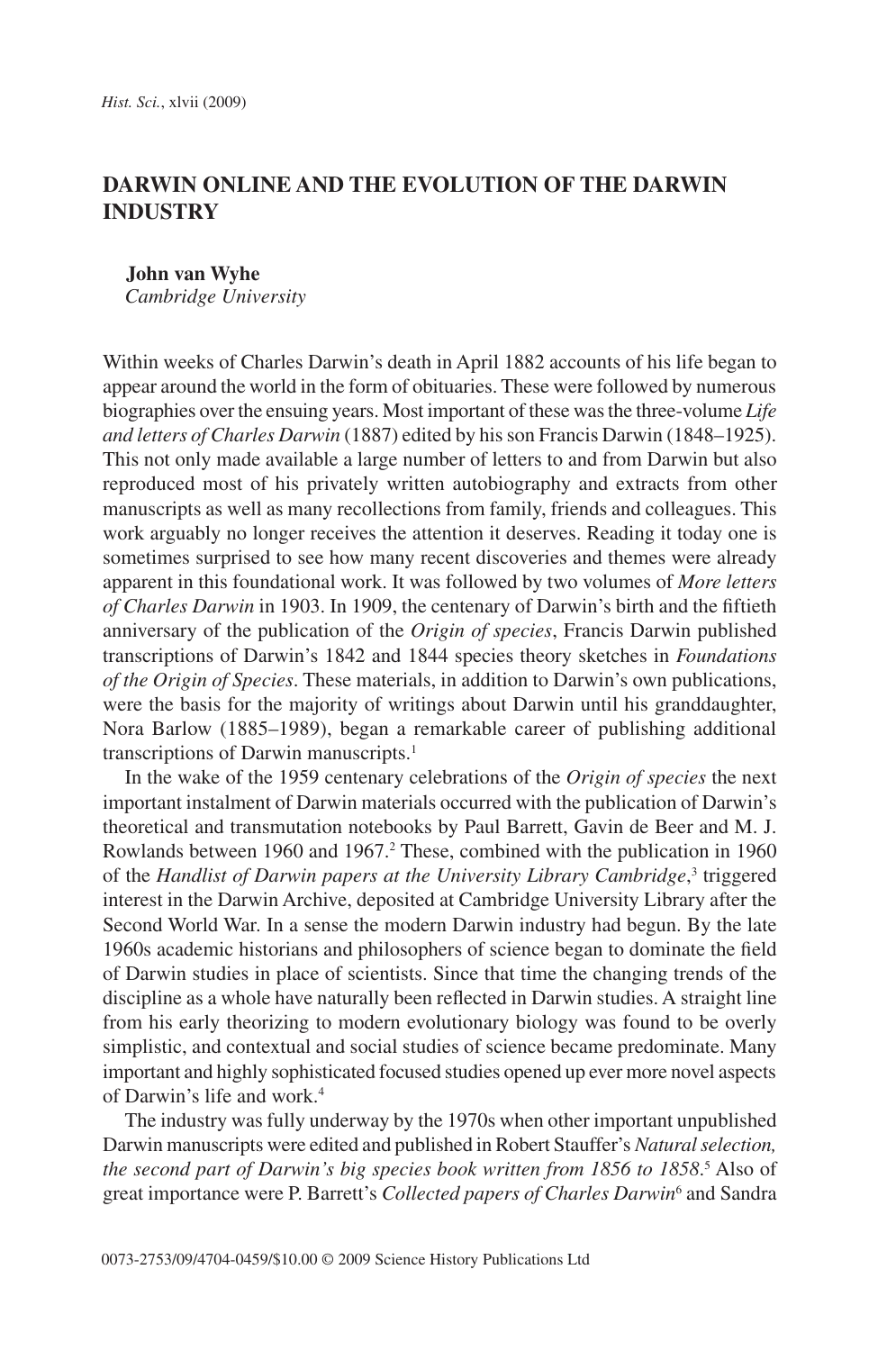# DARWIN ONLINE AND THE EVOLUTION OF THE DARWIN INDUSTRY

**John van Wyhe**
*Cambridge University*

Within weeks of Charles Darwin's death in April 1882 accounts of his life began to appear around the world in the form of obituaries. These were followed by numerous biographies over the ensuing years. Most important of these was the three-volume *Life and letters of Charles Darwin* (1887) edited by his son Francis Darwin (1848–1925). This not only made available a large number of letters to and from Darwin but also reproduced most of his privately written autobiography and extracts from other manuscripts as well as many recollections from family, friends and colleagues. This work arguably no longer receives the attention it deserves. Reading it today one is sometimes surprised to see how many recent discoveries and themes were already apparent in this foundational work. It was followed by two volumes of *More letters of Charles Darwin* in 1903. In 1909, the centenary of Darwin's birth and the fiftieth anniversary of the publication of the *Origin of species*, Francis Darwin published transcriptions of Darwin's 1842 and 1844 species theory sketches in *Foundations of the Origin of Species*. These materials, in addition to Darwin's own publications, were the basis for the majority of writings about Darwin until his granddaughter, Nora Barlow (1885–1989), began a remarkable career of publishing additional transcriptions of Darwin manuscripts.[1]

In the wake of the 1959 centenary celebrations of the *Origin of species* the next important instalment of Darwin materials occurred with the publication of Darwin's theoretical and transmutation notebooks by Paul Barrett, Gavin de Beer and M. J. Rowlands between 1960 and 1967.[2] These, combined with the publication in 1960 of the *Handlist of Darwin papers at the University Library Cambridge*,[3] triggered interest in the Darwin Archive, deposited at Cambridge University Library after the Second World War. In a sense the modern Darwin industry had begun. By the late 1960s academic historians and philosophers of science began to dominate the field of Darwin studies in place of scientists. Since that time the changing trends of the discipline as a whole have naturally been reflected in Darwin studies. A straight line from his early theorizing to modern evolutionary biology was found to be overly simplistic, and contextual and social studies of science became predominate. Many important and highly sophisticated focused studies opened up ever more novel aspects of Darwin's life and work.[4]

The industry was fully underway by the 1970s when other important unpublished Darwin manuscripts were edited and published in Robert Stauffer's *Natural selection, the second part of Darwin's big species book written from 1856 to 1858*.[5] Also of great importance were P. Barrett's *Collected papers of Charles Darwin*[6] and Sandra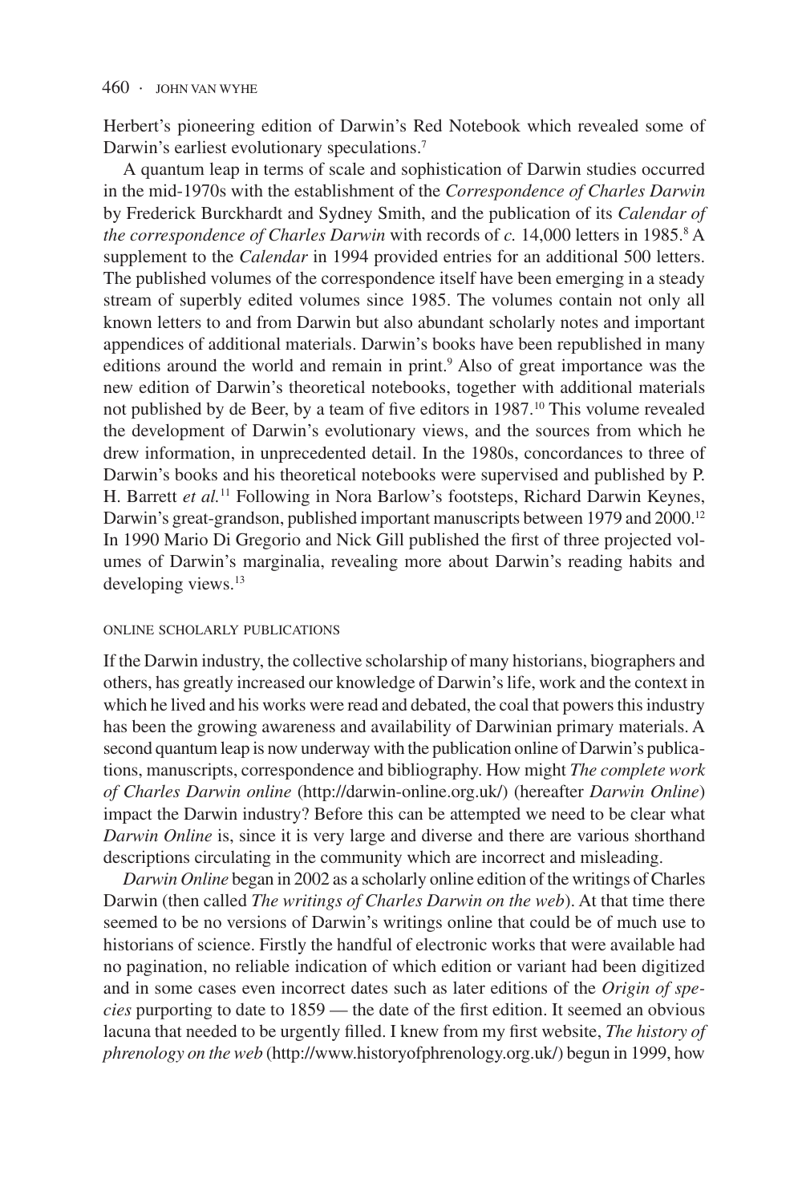Herbert's pioneering edition of Darwin's Red Notebook which revealed some of Darwin's earliest evolutionary speculations.[7]

A quantum leap in terms of scale and sophistication of Darwin studies occurred in the mid-1970s with the establishment of the *Correspondence of Charles Darwin* by Frederick Burckhardt and Sydney Smith, and the publication of its *Calendar of the correspondence of Charles Darwin* with records of *c.* 14,000 letters in 1985.[8] A supplement to the *Calendar* in 1994 provided entries for an additional 500 letters. The published volumes of the correspondence itself have been emerging in a steady stream of superbly edited volumes since 1985. The volumes contain not only all known letters to and from Darwin but also abundant scholarly notes and important appendices of additional materials. Darwin's books have been republished in many editions around the world and remain in print.[9] Also of great importance was the new edition of Darwin's theoretical notebooks, together with additional materials not published by de Beer, by a team of five editors in 1987.[10] This volume revealed the development of Darwin's evolutionary views, and the sources from which he drew information, in unprecedented detail. In the 1980s, concordances to three of Darwin's books and his theoretical notebooks were supervised and published by P. H. Barrett *et al.*[11] Following in Nora Barlow's footsteps, Richard Darwin Keynes, Darwin's great-grandson, published important manuscripts between 1979 and 2000.[12] In 1990 Mario Di Gregorio and Nick Gill published the first of three projected volumes of Darwin's marginalia, revealing more about Darwin's reading habits and developing views.[13]

## ONLINE SCHOLARLY PUBLICATIONS

If the Darwin industry, the collective scholarship of many historians, biographers and others, has greatly increased our knowledge of Darwin's life, work and the context in which he lived and his works were read and debated, the coal that powers this industry has been the growing awareness and availability of Darwinian primary materials. A second quantum leap is now underway with the publication online of Darwin's publications, manuscripts, correspondence and bibliography. How might *The complete work of Charles Darwin online* (http://darwin-online.org.uk/) (hereafter *Darwin Online*) impact the Darwin industry? Before this can be attempted we need to be clear what *Darwin Online* is, since it is very large and diverse and there are various shorthand descriptions circulating in the community which are incorrect and misleading.

*Darwin Online* began in 2002 as a scholarly online edition of the writings of Charles Darwin (then called *The writings of Charles Darwin on the web*). At that time there seemed to be no versions of Darwin's writings online that could be of much use to historians of science. Firstly the handful of electronic works that were available had no pagination, no reliable indication of which edition or variant had been digitized and in some cases even incorrect dates such as later editions of the *Origin of species* purporting to date to 1859 — the date of the first edition. It seemed an obvious lacuna that needed to be urgently filled. I knew from my first website, *The history of phrenology on the web* (http://www.historyofphrenology.org.uk/) begun in 1999, how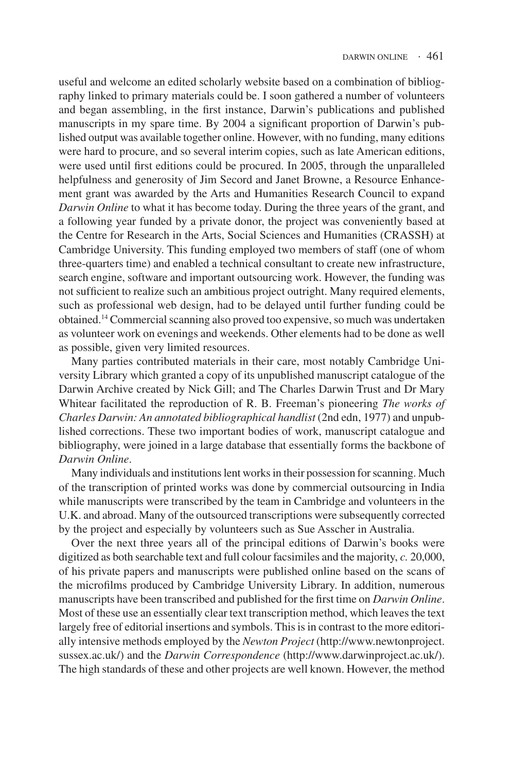useful and welcome an edited scholarly website based on a combination of bibliography linked to primary materials could be. I soon gathered a number of volunteers and began assembling, in the first instance, Darwin's publications and published manuscripts in my spare time. By 2004 a significant proportion of Darwin's published output was available together online. However, with no funding, many editions were hard to procure, and so several interim copies, such as late American editions, were used until first editions could be procured. In 2005, through the unparalleled helpfulness and generosity of Jim Secord and Janet Browne, a Resource Enhancement grant was awarded by the Arts and Humanities Research Council to expand *Darwin Online* to what it has become today. During the three years of the grant, and a following year funded by a private donor, the project was conveniently based at the Centre for Research in the Arts, Social Sciences and Humanities (CRASSH) at Cambridge University. This funding employed two members of staff (one of whom three-quarters time) and enabled a technical consultant to create new infrastructure, search engine, software and important outsourcing work. However, the funding was not sufficient to realize such an ambitious project outright. Many required elements, such as professional web design, had to be delayed until further funding could be obtained.[14] Commercial scanning also proved too expensive, so much was undertaken as volunteer work on evenings and weekends. Other elements had to be done as well as possible, given very limited resources.

Many parties contributed materials in their care, most notably Cambridge University Library which granted a copy of its unpublished manuscript catalogue of the Darwin Archive created by Nick Gill; and The Charles Darwin Trust and Dr Mary Whitear facilitated the reproduction of R. B. Freeman's pioneering *The works of Charles Darwin: An annotated bibliographical handlist* (2nd edn, 1977) and unpublished corrections. These two important bodies of work, manuscript catalogue and bibliography, were joined in a large database that essentially forms the backbone of *Darwin Online*.

Many individuals and institutions lent works in their possession for scanning. Much of the transcription of printed works was done by commercial outsourcing in India while manuscripts were transcribed by the team in Cambridge and volunteers in the U.K. and abroad. Many of the outsourced transcriptions were subsequently corrected by the project and especially by volunteers such as Sue Asscher in Australia.

Over the next three years all of the principal editions of Darwin's books were digitized as both searchable text and full colour facsimiles and the majority, *c.* 20,000, of his private papers and manuscripts were published online based on the scans of the microfilms produced by Cambridge University Library. In addition, numerous manuscripts have been transcribed and published for the first time on *Darwin Online*. Most of these use an essentially clear text transcription method, which leaves the text largely free of editorial insertions and symbols. This is in contrast to the more editorially intensive methods employed by the *Newton Project* (http://www.newtonproject.sussex.ac.uk/) and the *Darwin Correspondence* (http://www.darwinproject.ac.uk/). The high standards of these and other projects are well known. However, the method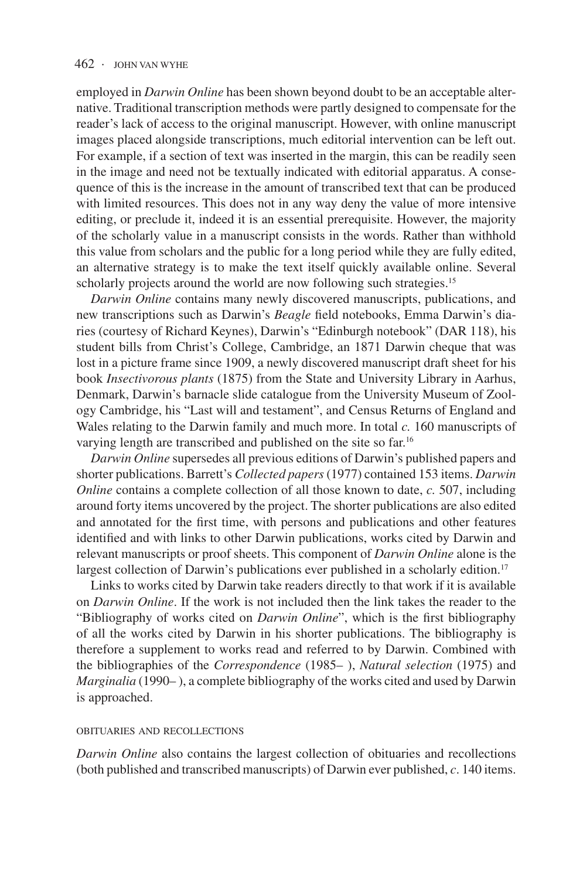employed in *Darwin Online* has been shown beyond doubt to be an acceptable alternative. Traditional transcription methods were partly designed to compensate for the reader's lack of access to the original manuscript. However, with online manuscript images placed alongside transcriptions, much editorial intervention can be left out. For example, if a section of text was inserted in the margin, this can be readily seen in the image and need not be textually indicated with editorial apparatus. A consequence of this is the increase in the amount of transcribed text that can be produced with limited resources. This does not in any way deny the value of more intensive editing, or preclude it, indeed it is an essential prerequisite. However, the majority of the scholarly value in a manuscript consists in the words. Rather than withhold this value from scholars and the public for a long period while they are fully edited, an alternative strategy is to make the text itself quickly available online. Several scholarly projects around the world are now following such strategies.[15]

*Darwin Online* contains many newly discovered manuscripts, publications, and new transcriptions such as Darwin's *Beagle* field notebooks, Emma Darwin's diaries (courtesy of Richard Keynes), Darwin's "Edinburgh notebook" (DAR 118), his student bills from Christ's College, Cambridge, an 1871 Darwin cheque that was lost in a picture frame since 1909, a newly discovered manuscript draft sheet for his book *Insectivorous plants* (1875) from the State and University Library in Aarhus, Denmark, Darwin's barnacle slide catalogue from the University Museum of Zoology Cambridge, his "Last will and testament", and Census Returns of England and Wales relating to the Darwin family and much more. In total *c.* 160 manuscripts of varying length are transcribed and published on the site so far.[16]

*Darwin Online* supersedes all previous editions of Darwin's published papers and shorter publications. Barrett's *Collected papers* (1977) contained 153 items. *Darwin Online* contains a complete collection of all those known to date, *c.* 507, including around forty items uncovered by the project. The shorter publications are also edited and annotated for the first time, with persons and publications and other features identified and with links to other Darwin publications, works cited by Darwin and relevant manuscripts or proof sheets. This component of *Darwin Online* alone is the largest collection of Darwin's publications ever published in a scholarly edition.[17]

Links to works cited by Darwin take readers directly to that work if it is available on *Darwin Online*. If the work is not included then the link takes the reader to the "Bibliography of works cited on *Darwin Online*", which is the first bibliography of all the works cited by Darwin in his shorter publications. The bibliography is therefore a supplement to works read and referred to by Darwin. Combined with the bibliographies of the *Correspondence* (1985– ), *Natural selection* (1975) and *Marginalia* (1990– ), a complete bibliography of the works cited and used by Darwin is approached.

## OBITUARIES AND RECOLLECTIONS

*Darwin Online* also contains the largest collection of obituaries and recollections (both published and transcribed manuscripts) of Darwin ever published, *c*. 140 items.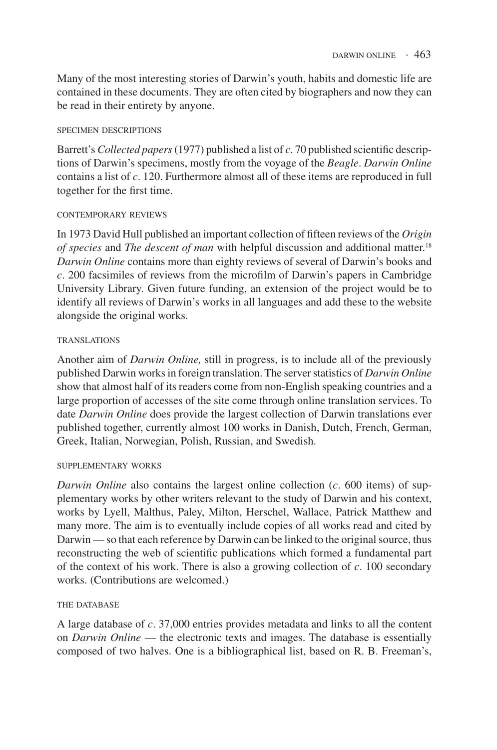Many of the most interesting stories of Darwin's youth, habits and domestic life are contained in these documents. They are often cited by biographers and now they can be read in their entirety by anyone.

### SPECIMEN DESCRIPTIONS

Barrett's *Collected papers* (1977) published a list of *c*. 70 published scientific descriptions of Darwin's specimens, mostly from the voyage of the *Beagle*. *Darwin Online* contains a list of *c*. 120. Furthermore almost all of these items are reproduced in full together for the first time.

### CONTEMPORARY REVIEWS

In 1973 David Hull published an important collection of fifteen reviews of the *Origin of species* and *The descent of man* with helpful discussion and additional matter.[18] *Darwin Online* contains more than eighty reviews of several of Darwin's books and *c*. 200 facsimiles of reviews from the microfilm of Darwin's papers in Cambridge University Library. Given future funding, an extension of the project would be to identify all reviews of Darwin's works in all languages and add these to the website alongside the original works.

### TRANSLATIONS

Another aim of *Darwin Online,* still in progress, is to include all of the previously published Darwin works in foreign translation. The server statistics of *Darwin Online* show that almost half of its readers come from non-English speaking countries and a large proportion of accesses of the site come through online translation services. To date *Darwin Online* does provide the largest collection of Darwin translations ever published together, currently almost 100 works in Danish, Dutch, French, German, Greek, Italian, Norwegian, Polish, Russian, and Swedish.

### SUPPLEMENTARY WORKS

*Darwin Online* also contains the largest online collection (*c*. 600 items) of supplementary works by other writers relevant to the study of Darwin and his context, works by Lyell, Malthus, Paley, Milton, Herschel, Wallace, Patrick Matthew and many more. The aim is to eventually include copies of all works read and cited by Darwin — so that each reference by Darwin can be linked to the original source, thus reconstructing the web of scientific publications which formed a fundamental part of the context of his work. There is also a growing collection of *c*. 100 secondary works. (Contributions are welcomed.)

### THE DATABASE

A large database of *c*. 37,000 entries provides metadata and links to all the content on *Darwin Online* — the electronic texts and images. The database is essentially composed of two halves. One is a bibliographical list, based on R. B. Freeman's,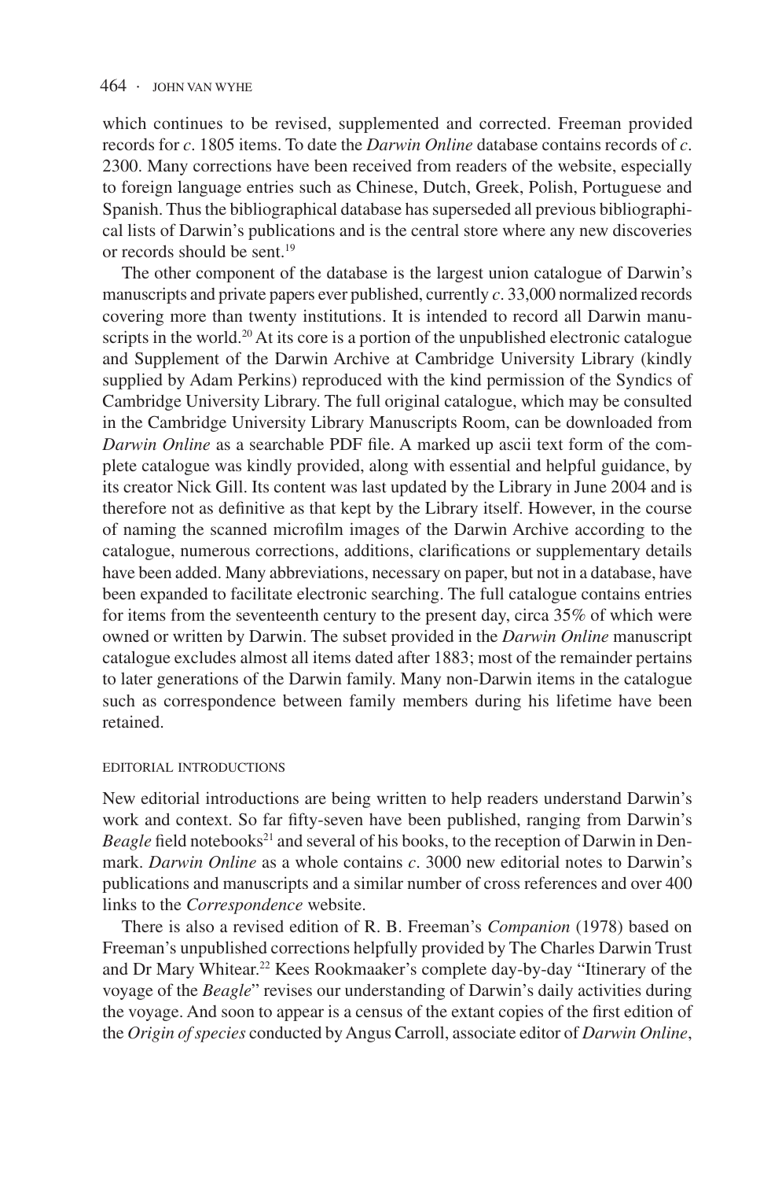which continues to be revised, supplemented and corrected. Freeman provided records for *c*. 1805 items. To date the *Darwin Online* database contains records of *c*. 2300. Many corrections have been received from readers of the website, especially to foreign language entries such as Chinese, Dutch, Greek, Polish, Portuguese and Spanish. Thus the bibliographical database has superseded all previous bibliographical lists of Darwin's publications and is the central store where any new discoveries or records should be sent.[19]

The other component of the database is the largest union catalogue of Darwin's manuscripts and private papers ever published, currently *c*. 33,000 normalized records covering more than twenty institutions. It is intended to record all Darwin manuscripts in the world.[20] At its core is a portion of the unpublished electronic catalogue and Supplement of the Darwin Archive at Cambridge University Library (kindly supplied by Adam Perkins) reproduced with the kind permission of the Syndics of Cambridge University Library. The full original catalogue, which may be consulted in the Cambridge University Library Manuscripts Room, can be downloaded from *Darwin Online* as a searchable PDF file. A marked up ascii text form of the complete catalogue was kindly provided, along with essential and helpful guidance, by its creator Nick Gill. Its content was last updated by the Library in June 2004 and is therefore not as definitive as that kept by the Library itself. However, in the course of naming the scanned microfilm images of the Darwin Archive according to the catalogue, numerous corrections, additions, clarifications or supplementary details have been added. Many abbreviations, necessary on paper, but not in a database, have been expanded to facilitate electronic searching. The full catalogue contains entries for items from the seventeenth century to the present day, circa 35% of which were owned or written by Darwin. The subset provided in the *Darwin Online* manuscript catalogue excludes almost all items dated after 1883; most of the remainder pertains to later generations of the Darwin family. Many non-Darwin items in the catalogue such as correspondence between family members during his lifetime have been retained.

## EDITORIAL INTRODUCTIONS

New editorial introductions are being written to help readers understand Darwin's work and context. So far fifty-seven have been published, ranging from Darwin's *Beagle* field notebooks[21] and several of his books, to the reception of Darwin in Denmark. *Darwin Online* as a whole contains *c*. 3000 new editorial notes to Darwin's publications and manuscripts and a similar number of cross references and over 400 links to the *Correspondence* website.

There is also a revised edition of R. B. Freeman's *Companion* (1978) based on Freeman's unpublished corrections helpfully provided by The Charles Darwin Trust and Dr Mary Whitear.[22] Kees Rookmaaker's complete day-by-day "Itinerary of the voyage of the *Beagle*" revises our understanding of Darwin's daily activities during the voyage. And soon to appear is a census of the extant copies of the first edition of the *Origin of species* conducted by Angus Carroll, associate editor of *Darwin Online*,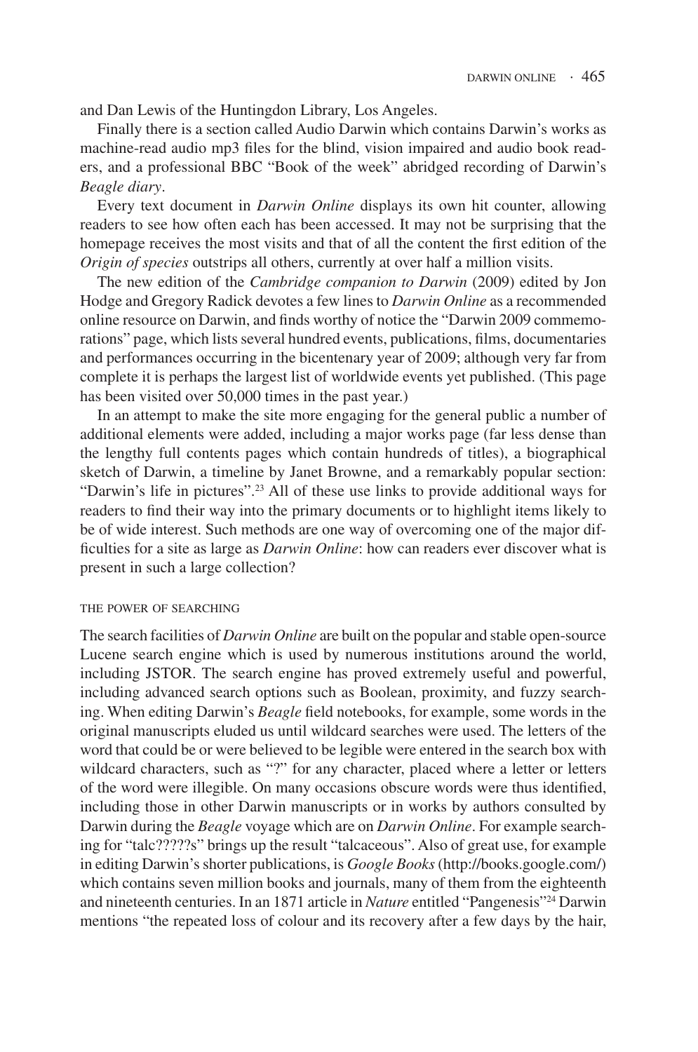and Dan Lewis of the Huntingdon Library, Los Angeles.

Finally there is a section called Audio Darwin which contains Darwin's works as machine-read audio mp3 files for the blind, vision impaired and audio book readers, and a professional BBC "Book of the week" abridged recording of Darwin's *Beagle diary*.

Every text document in *Darwin Online* displays its own hit counter, allowing readers to see how often each has been accessed. It may not be surprising that the homepage receives the most visits and that of all the content the first edition of the *Origin of species* outstrips all others, currently at over half a million visits.

The new edition of the *Cambridge companion to Darwin* (2009) edited by Jon Hodge and Gregory Radick devotes a few lines to *Darwin Online* as a recommended online resource on Darwin, and finds worthy of notice the "Darwin 2009 commemorations" page, which lists several hundred events, publications, films, documentaries and performances occurring in the bicentenary year of 2009; although very far from complete it is perhaps the largest list of worldwide events yet published. (This page has been visited over 50,000 times in the past year.)

In an attempt to make the site more engaging for the general public a number of additional elements were added, including a major works page (far less dense than the lengthy full contents pages which contain hundreds of titles), a biographical sketch of Darwin, a timeline by Janet Browne, and a remarkably popular section: "Darwin's life in pictures".[23] All of these use links to provide additional ways for readers to find their way into the primary documents or to highlight items likely to be of wide interest. Such methods are one way of overcoming one of the major difficulties for a site as large as *Darwin Online*: how can readers ever discover what is present in such a large collection?

## THE POWER OF SEARCHING

The search facilities of *Darwin Online* are built on the popular and stable open-source Lucene search engine which is used by numerous institutions around the world, including JSTOR. The search engine has proved extremely useful and powerful, including advanced search options such as Boolean, proximity, and fuzzy searching. When editing Darwin's *Beagle* field notebooks, for example, some words in the original manuscripts eluded us until wildcard searches were used. The letters of the word that could be or were believed to be legible were entered in the search box with wildcard characters, such as "?" for any character, placed where a letter or letters of the word were illegible. On many occasions obscure words were thus identified, including those in other Darwin manuscripts or in works by authors consulted by Darwin during the *Beagle* voyage which are on *Darwin Online*. For example searching for "talc?????s" brings up the result "talcaceous". Also of great use, for example in editing Darwin's shorter publications, is *Google Books* (http://books.google.com/) which contains seven million books and journals, many of them from the eighteenth and nineteenth centuries. In an 1871 article in *Nature* entitled "Pangenesis"[24] Darwin mentions "the repeated loss of colour and its recovery after a few days by the hair,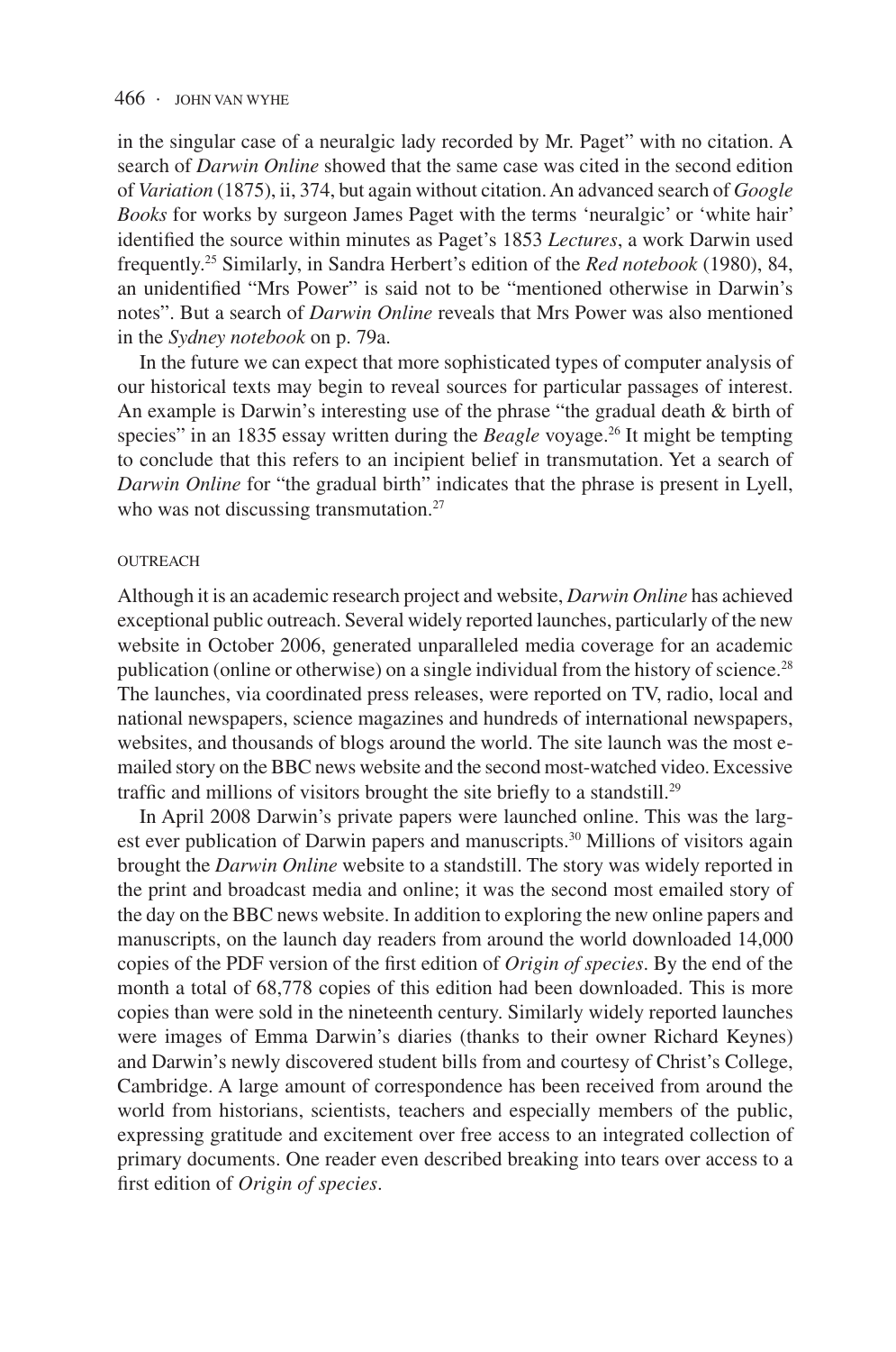in the singular case of a neuralgic lady recorded by Mr. Paget" with no citation. A search of *Darwin Online* showed that the same case was cited in the second edition of *Variation* (1875), ii, 374, but again without citation. An advanced search of *Google Books* for works by surgeon James Paget with the terms 'neuralgic' or 'white hair' identified the source within minutes as Paget's 1853 *Lectures*, a work Darwin used frequently.[25] Similarly, in Sandra Herbert's edition of the *Red notebook* (1980), 84, an unidentified "Mrs Power" is said not to be "mentioned otherwise in Darwin's notes". But a search of *Darwin Online* reveals that Mrs Power was also mentioned in the *Sydney notebook* on p. 79a.

In the future we can expect that more sophisticated types of computer analysis of our historical texts may begin to reveal sources for particular passages of interest. An example is Darwin's interesting use of the phrase "the gradual death & birth of species" in an 1835 essay written during the *Beagle* voyage.[26] It might be tempting to conclude that this refers to an incipient belief in transmutation. Yet a search of *Darwin Online* for "the gradual birth" indicates that the phrase is present in Lyell, who was not discussing transmutation.[27]

### OUTREACH

Although it is an academic research project and website, *Darwin Online* has achieved exceptional public outreach. Several widely reported launches, particularly of the new website in October 2006, generated unparalleled media coverage for an academic publication (online or otherwise) on a single individual from the history of science.[28] The launches, via coordinated press releases, were reported on TV, radio, local and national newspapers, science magazines and hundreds of international newspapers, websites, and thousands of blogs around the world. The site launch was the most e-mailed story on the BBC news website and the second most-watched video. Excessive traffic and millions of visitors brought the site briefly to a standstill.[29]

In April 2008 Darwin's private papers were launched online. This was the largest ever publication of Darwin papers and manuscripts.[30] Millions of visitors again brought the *Darwin Online* website to a standstill. The story was widely reported in the print and broadcast media and online; it was the second most emailed story of the day on the BBC news website. In addition to exploring the new online papers and manuscripts, on the launch day readers from around the world downloaded 14,000 copies of the PDF version of the first edition of *Origin of species*. By the end of the month a total of 68,778 copies of this edition had been downloaded. This is more copies than were sold in the nineteenth century. Similarly widely reported launches were images of Emma Darwin's diaries (thanks to their owner Richard Keynes) and Darwin's newly discovered student bills from and courtesy of Christ's College, Cambridge. A large amount of correspondence has been received from around the world from historians, scientists, teachers and especially members of the public, expressing gratitude and excitement over free access to an integrated collection of primary documents. One reader even described breaking into tears over access to a first edition of *Origin of species*.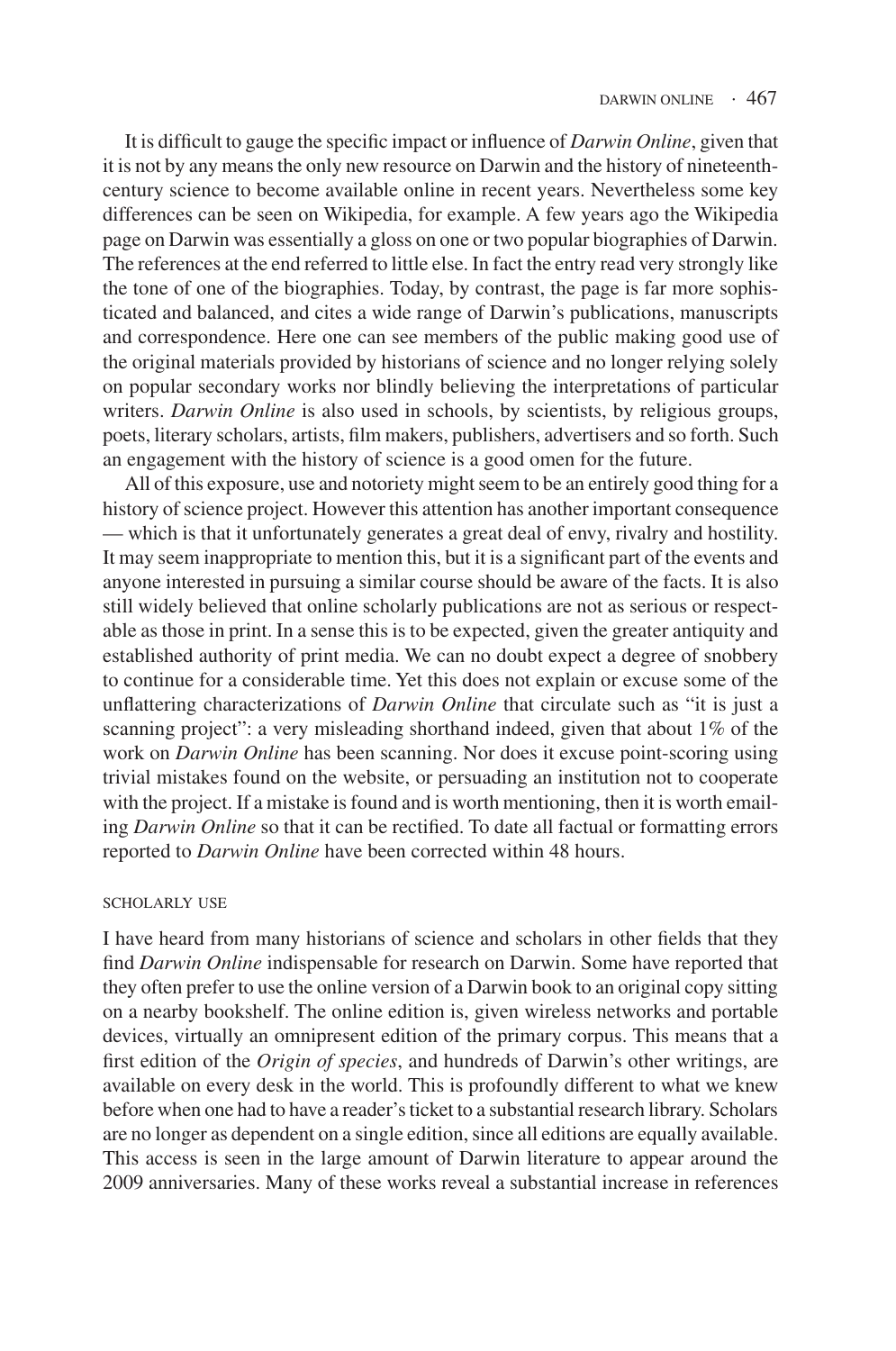It is difficult to gauge the specific impact or influence of *Darwin Online*, given that it is not by any means the only new resource on Darwin and the history of nineteenth-century science to become available online in recent years. Nevertheless some key differences can be seen on Wikipedia, for example. A few years ago the Wikipedia page on Darwin was essentially a gloss on one or two popular biographies of Darwin. The references at the end referred to little else. In fact the entry read very strongly like the tone of one of the biographies. Today, by contrast, the page is far more sophisticated and balanced, and cites a wide range of Darwin's publications, manuscripts and correspondence. Here one can see members of the public making good use of the original materials provided by historians of science and no longer relying solely on popular secondary works nor blindly believing the interpretations of particular writers. *Darwin Online* is also used in schools, by scientists, by religious groups, poets, literary scholars, artists, film makers, publishers, advertisers and so forth. Such an engagement with the history of science is a good omen for the future.

All of this exposure, use and notoriety might seem to be an entirely good thing for a history of science project. However this attention has another important consequence — which is that it unfortunately generates a great deal of envy, rivalry and hostility. It may seem inappropriate to mention this, but it is a significant part of the events and anyone interested in pursuing a similar course should be aware of the facts. It is also still widely believed that online scholarly publications are not as serious or respectable as those in print. In a sense this is to be expected, given the greater antiquity and established authority of print media. We can no doubt expect a degree of snobbery to continue for a considerable time. Yet this does not explain or excuse some of the unflattering characterizations of *Darwin Online* that circulate such as "it is just a scanning project": a very misleading shorthand indeed, given that about 1% of the work on *Darwin Online* has been scanning. Nor does it excuse point-scoring using trivial mistakes found on the website, or persuading an institution not to cooperate with the project. If a mistake is found and is worth mentioning, then it is worth emailing *Darwin Online* so that it can be rectified. To date all factual or formatting errors reported to *Darwin Online* have been corrected within 48 hours.

## SCHOLARLY USE

I have heard from many historians of science and scholars in other fields that they find *Darwin Online* indispensable for research on Darwin. Some have reported that they often prefer to use the online version of a Darwin book to an original copy sitting on a nearby bookshelf. The online edition is, given wireless networks and portable devices, virtually an omnipresent edition of the primary corpus. This means that a first edition of the *Origin of species*, and hundreds of Darwin's other writings, are available on every desk in the world. This is profoundly different to what we knew before when one had to have a reader's ticket to a substantial research library. Scholars are no longer as dependent on a single edition, since all editions are equally available. This access is seen in the large amount of Darwin literature to appear around the 2009 anniversaries. Many of these works reveal a substantial increase in references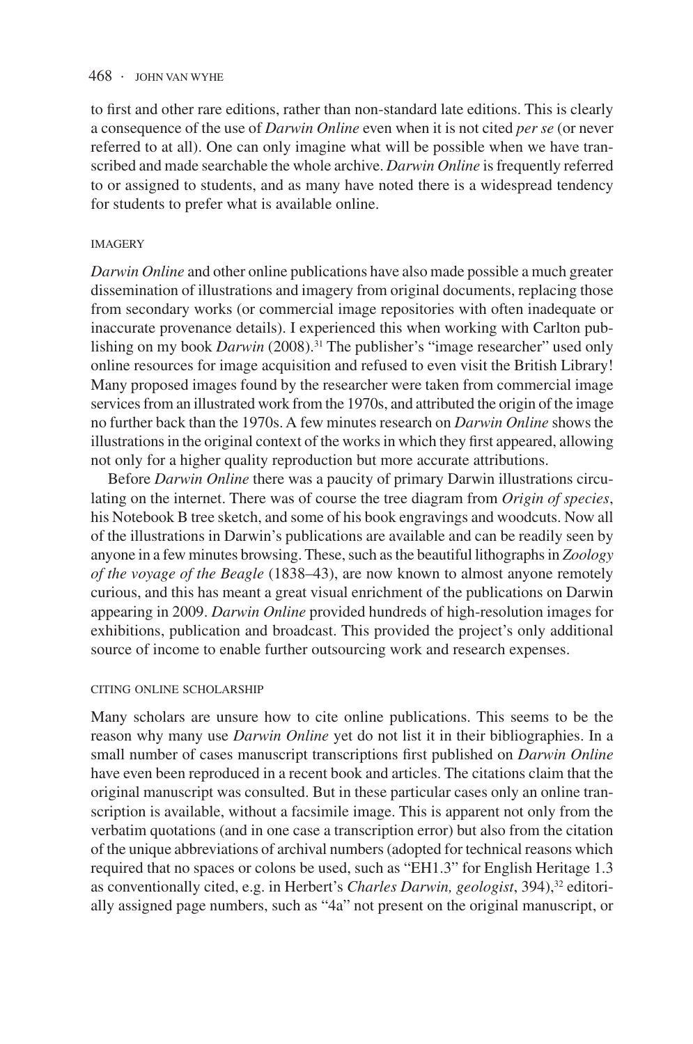to first and other rare editions, rather than non-standard late editions. This is clearly a consequence of the use of *Darwin Online* even when it is not cited *per se* (or never referred to at all). One can only imagine what will be possible when we have transcribed and made searchable the whole archive. *Darwin Online* is frequently referred to or assigned to students, and as many have noted there is a widespread tendency for students to prefer what is available online.

## IMAGERY

*Darwin Online* and other online publications have also made possible a much greater dissemination of illustrations and imagery from original documents, replacing those from secondary works (or commercial image repositories with often inadequate or inaccurate provenance details). I experienced this when working with Carlton publishing on my book *Darwin* (2008).[31] The publisher's "image researcher" used only online resources for image acquisition and refused to even visit the British Library! Many proposed images found by the researcher were taken from commercial image services from an illustrated work from the 1970s, and attributed the origin of the image no further back than the 1970s. A few minutes research on *Darwin Online* shows the illustrations in the original context of the works in which they first appeared, allowing not only for a higher quality reproduction but more accurate attributions.

Before *Darwin Online* there was a paucity of primary Darwin illustrations circulating on the internet. There was of course the tree diagram from *Origin of species*, his Notebook B tree sketch, and some of his book engravings and woodcuts. Now all of the illustrations in Darwin's publications are available and can be readily seen by anyone in a few minutes browsing. These, such as the beautiful lithographs in *Zoology of the voyage of the Beagle* (1838–43), are now known to almost anyone remotely curious, and this has meant a great visual enrichment of the publications on Darwin appearing in 2009. *Darwin Online* provided hundreds of high-resolution images for exhibitions, publication and broadcast. This provided the project's only additional source of income to enable further outsourcing work and research expenses.

## CITING ONLINE SCHOLARSHIP

Many scholars are unsure how to cite online publications. This seems to be the reason why many use *Darwin Online* yet do not list it in their bibliographies. In a small number of cases manuscript transcriptions first published on *Darwin Online* have even been reproduced in a recent book and articles. The citations claim that the original manuscript was consulted. But in these particular cases only an online transcription is available, without a facsimile image. This is apparent not only from the verbatim quotations (and in one case a transcription error) but also from the citation of the unique abbreviations of archival numbers (adopted for technical reasons which required that no spaces or colons be used, such as "EH1.3" for English Heritage 1.3 as conventionally cited, e.g. in Herbert's *Charles Darwin, geologist*, 394),[32] editorially assigned page numbers, such as "4a" not present on the original manuscript, or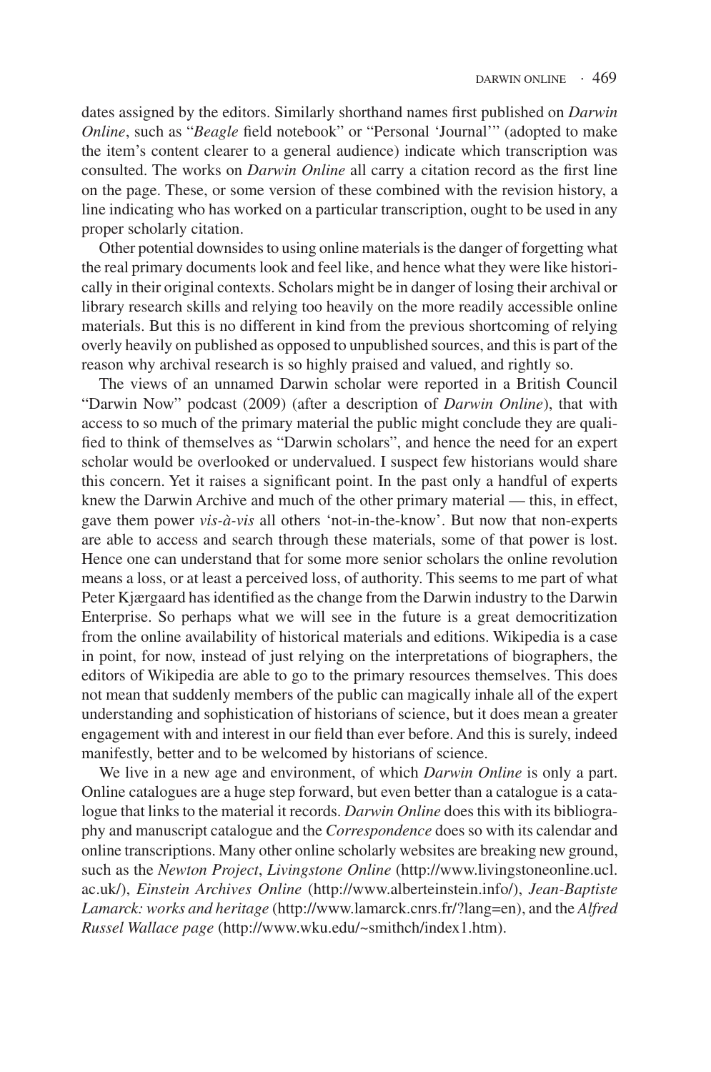dates assigned by the editors. Similarly shorthand names first published on *Darwin Online*, such as "*Beagle* field notebook" or "Personal 'Journal'" (adopted to make the item's content clearer to a general audience) indicate which transcription was consulted. The works on *Darwin Online* all carry a citation record as the first line on the page. These, or some version of these combined with the revision history, a line indicating who has worked on a particular transcription, ought to be used in any proper scholarly citation.

Other potential downsides to using online materials is the danger of forgetting what the real primary documents look and feel like, and hence what they were like historically in their original contexts. Scholars might be in danger of losing their archival or library research skills and relying too heavily on the more readily accessible online materials. But this is no different in kind from the previous shortcoming of relying overly heavily on published as opposed to unpublished sources, and this is part of the reason why archival research is so highly praised and valued, and rightly so.

The views of an unnamed Darwin scholar were reported in a British Council "Darwin Now" podcast (2009) (after a description of *Darwin Online*), that with access to so much of the primary material the public might conclude they are qualified to think of themselves as "Darwin scholars", and hence the need for an expert scholar would be overlooked or undervalued. I suspect few historians would share this concern. Yet it raises a significant point. In the past only a handful of experts knew the Darwin Archive and much of the other primary material — this, in effect, gave them power *vis-à-vis* all others 'not-in-the-know'. But now that non-experts are able to access and search through these materials, some of that power is lost. Hence one can understand that for some more senior scholars the online revolution means a loss, or at least a perceived loss, of authority. This seems to me part of what Peter Kjærgaard has identified as the change from the Darwin industry to the Darwin Enterprise. So perhaps what we will see in the future is a great democritization from the online availability of historical materials and editions. Wikipedia is a case in point, for now, instead of just relying on the interpretations of biographers, the editors of Wikipedia are able to go to the primary resources themselves. This does not mean that suddenly members of the public can magically inhale all of the expert understanding and sophistication of historians of science, but it does mean a greater engagement with and interest in our field than ever before. And this is surely, indeed manifestly, better and to be welcomed by historians of science.

We live in a new age and environment, of which *Darwin Online* is only a part. Online catalogues are a huge step forward, but even better than a catalogue is a catalogue that links to the material it records. *Darwin Online* does this with its bibliography and manuscript catalogue and the *Correspondence* does so with its calendar and online transcriptions. Many other online scholarly websites are breaking new ground, such as the *Newton Project*, *Livingstone Online* (http://www.livingstoneonline.ucl.ac.uk/), *Einstein Archives Online* (http://www.alberteinstein.info/), *Jean-Baptiste Lamarck: works and heritage* (http://www.lamarck.cnrs.fr/?lang=en), and the *Alfred Russel Wallace page* (http://www.wku.edu/~smithch/index1.htm).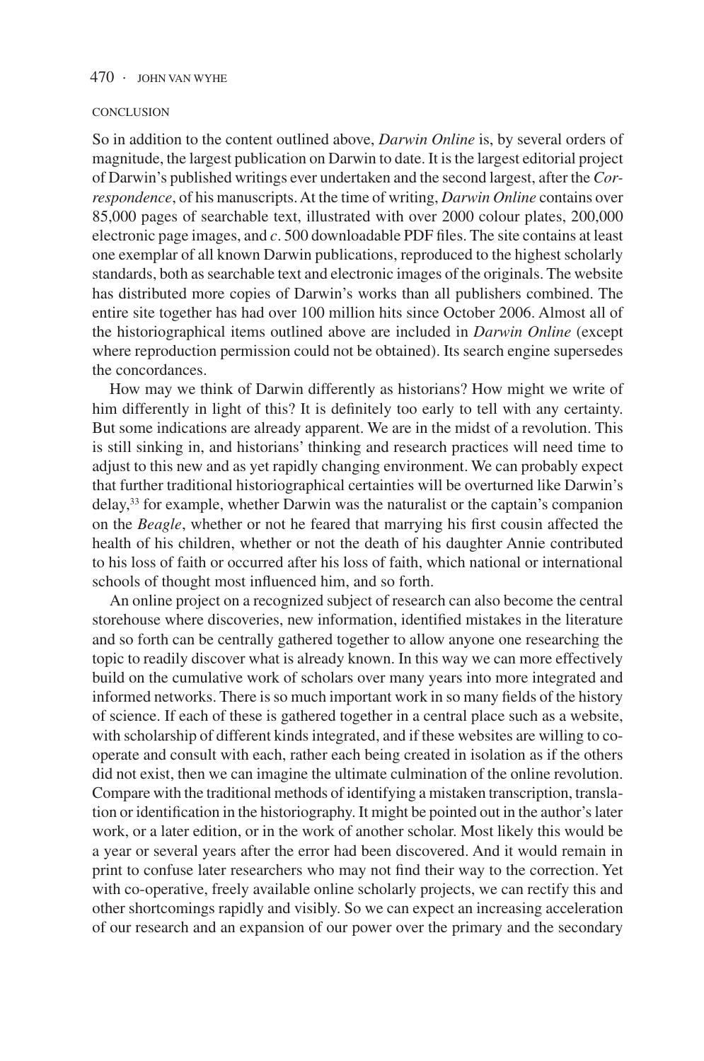## CONCLUSION

So in addition to the content outlined above, *Darwin Online* is, by several orders of magnitude, the largest publication on Darwin to date. It is the largest editorial project of Darwin's published writings ever undertaken and the second largest, after the *Correspondence*, of his manuscripts. At the time of writing, *Darwin Online* contains over 85,000 pages of searchable text, illustrated with over 2000 colour plates, 200,000 electronic page images, and *c*. 500 downloadable PDF files. The site contains at least one exemplar of all known Darwin publications, reproduced to the highest scholarly standards, both as searchable text and electronic images of the originals. The website has distributed more copies of Darwin's works than all publishers combined. The entire site together has had over 100 million hits since October 2006. Almost all of the historiographical items outlined above are included in *Darwin Online* (except where reproduction permission could not be obtained). Its search engine supersedes the concordances.

How may we think of Darwin differently as historians? How might we write of him differently in light of this? It is definitely too early to tell with any certainty. But some indications are already apparent. We are in the midst of a revolution. This is still sinking in, and historians' thinking and research practices will need time to adjust to this new and as yet rapidly changing environment. We can probably expect that further traditional historiographical certainties will be overturned like Darwin's delay,[33] for example, whether Darwin was the naturalist or the captain's companion on the *Beagle*, whether or not he feared that marrying his first cousin affected the health of his children, whether or not the death of his daughter Annie contributed to his loss of faith or occurred after his loss of faith, which national or international schools of thought most influenced him, and so forth.

An online project on a recognized subject of research can also become the central storehouse where discoveries, new information, identified mistakes in the literature and so forth can be centrally gathered together to allow anyone one researching the topic to readily discover what is already known. In this way we can more effectively build on the cumulative work of scholars over many years into more integrated and informed networks. There is so much important work in so many fields of the history of science. If each of these is gathered together in a central place such as a website, with scholarship of different kinds integrated, and if these websites are willing to co-operate and consult with each, rather each being created in isolation as if the others did not exist, then we can imagine the ultimate culmination of the online revolution. Compare with the traditional methods of identifying a mistaken transcription, translation or identification in the historiography. It might be pointed out in the author's later work, or a later edition, or in the work of another scholar. Most likely this would be a year or several years after the error had been discovered. And it would remain in print to confuse later researchers who may not find their way to the correction. Yet with co-operative, freely available online scholarly projects, we can rectify this and other shortcomings rapidly and visibly. So we can expect an increasing acceleration of our research and an expansion of our power over the primary and the secondary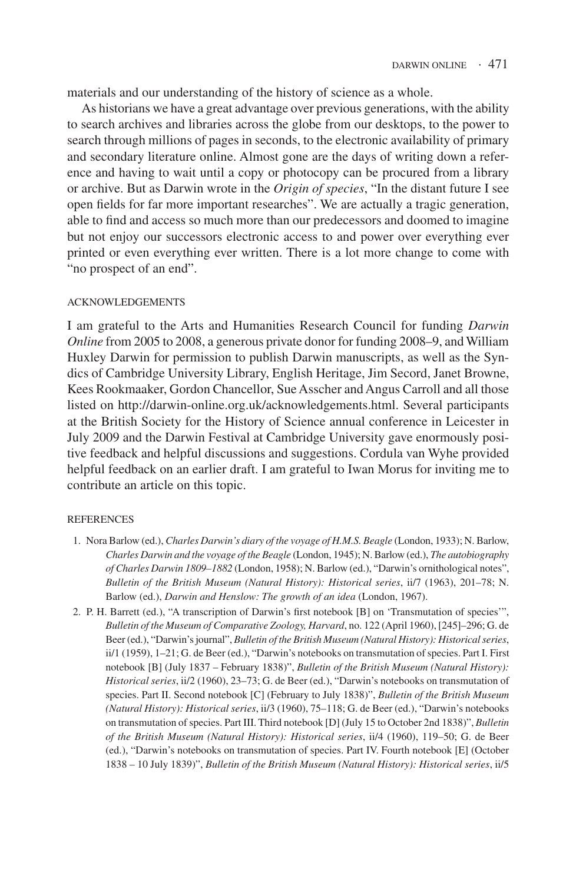materials and our understanding of the history of science as a whole.

As historians we have a great advantage over previous generations, with the ability to search archives and libraries across the globe from our desktops, to the power to search through millions of pages in seconds, to the electronic availability of primary and secondary literature online. Almost gone are the days of writing down a reference and having to wait until a copy or photocopy can be procured from a library or archive. But as Darwin wrote in the *Origin of species*, "In the distant future I see open fields for far more important researches". We are actually a tragic generation, able to find and access so much more than our predecessors and doomed to imagine but not enjoy our successors electronic access to and power over everything ever printed or even everything ever written. There is a lot more change to come with "no prospect of an end".

## ACKNOWLEDGEMENTS

I am grateful to the Arts and Humanities Research Council for funding *Darwin Online* from 2005 to 2008, a generous private donor for funding 2008–9, and William Huxley Darwin for permission to publish Darwin manuscripts, as well as the Syndics of Cambridge University Library, English Heritage, Jim Secord, Janet Browne, Kees Rookmaaker, Gordon Chancellor, Sue Asscher and Angus Carroll and all those listed on http://darwin-online.org.uk/acknowledgements.html. Several participants at the British Society for the History of Science annual conference in Leicester in July 2009 and the Darwin Festival at Cambridge University gave enormously positive feedback and helpful discussions and suggestions. Cordula van Wyhe provided helpful feedback on an earlier draft. I am grateful to Iwan Morus for inviting me to contribute an article on this topic.

## REFERENCES

1. Nora Barlow (ed.), *Charles Darwin's diary of the voyage of H.M.S. Beagle* (London, 1933); N. Barlow, *Charles Darwin and the voyage of the Beagle* (London, 1945); N. Barlow (ed.), *The autobiography of Charles Darwin 1809–1882* (London, 1958); N. Barlow (ed.), "Darwin's ornithological notes", *Bulletin of the British Museum (Natural History): Historical series*, ii/7 (1963), 201–78; N. Barlow (ed.), *Darwin and Henslow: The growth of an idea* (London, 1967).
2. P. H. Barrett (ed.), "A transcription of Darwin's first notebook [B] on 'Transmutation of species'", *Bulletin of the Museum of Comparative Zoology, Harvard*, no. 122 (April 1960), [245]–296; G. de Beer (ed.), "Darwin's journal", *Bulletin of the British Museum (Natural History): Historical series*, ii/1 (1959), 1–21; G. de Beer (ed.), "Darwin's notebooks on transmutation of species. Part I. First notebook [B] (July 1837 – February 1838)", *Bulletin of the British Museum (Natural History): Historical series*, ii/2 (1960), 23–73; G. de Beer (ed.), "Darwin's notebooks on transmutation of species. Part II. Second notebook [C] (February to July 1838)", *Bulletin of the British Museum (Natural History): Historical series*, ii/3 (1960), 75–118; G. de Beer (ed.), "Darwin's notebooks on transmutation of species. Part III. Third notebook [D] (July 15 to October 2nd 1838)", *Bulletin of the British Museum (Natural History): Historical series*, ii/4 (1960), 119–50; G. de Beer (ed.), "Darwin's notebooks on transmutation of species. Part IV. Fourth notebook [E] (October 1838 – 10 July 1839)", *Bulletin of the British Museum (Natural History): Historical series*, ii/5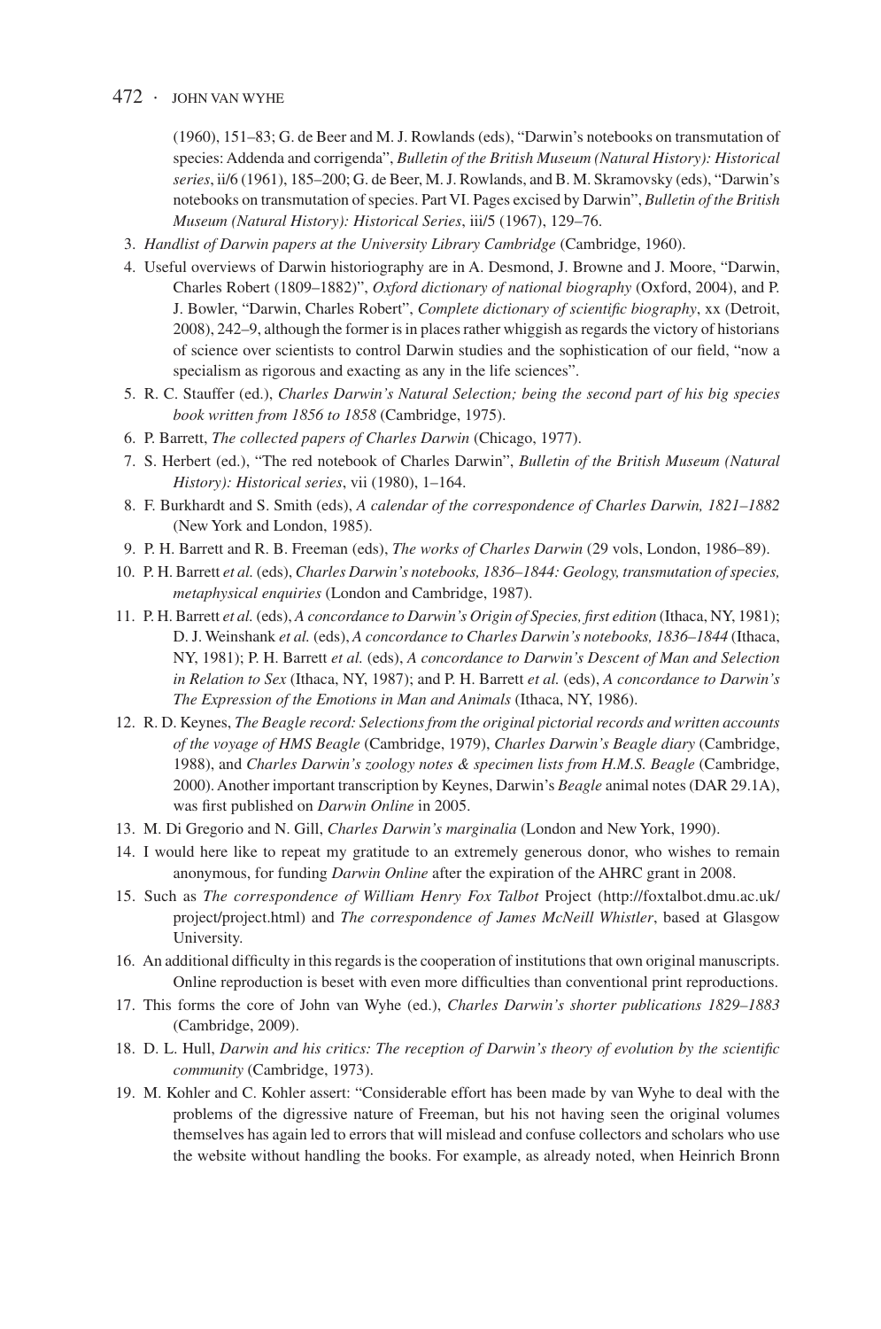(1960), 151–83; G. de Beer and M. J. Rowlands (eds), "Darwin's notebooks on transmutation of species: Addenda and corrigenda", *Bulletin of the British Museum (Natural History): Historical series*, ii/6 (1961), 185–200; G. de Beer, M. J. Rowlands, and B. M. Skramovsky (eds), "Darwin's notebooks on transmutation of species. Part VI. Pages excised by Darwin", *Bulletin of the British Museum (Natural History): Historical Series*, iii/5 (1967), 129–76.

3. *Handlist of Darwin papers at the University Library Cambridge* (Cambridge, 1960).
4. Useful overviews of Darwin historiography are in A. Desmond, J. Browne and J. Moore, "Darwin, Charles Robert (1809–1882)", *Oxford dictionary of national biography* (Oxford, 2004), and P. J. Bowler, "Darwin, Charles Robert", *Complete dictionary of scientific biography*, xx (Detroit, 2008), 242–9, although the former is in places rather whiggish as regards the victory of historians of science over scientists to control Darwin studies and the sophistication of our field, "now a specialism as rigorous and exacting as any in the life sciences".
5. R. C. Stauffer (ed.), *Charles Darwin's Natural Selection; being the second part of his big species book written from 1856 to 1858* (Cambridge, 1975).
6. P. Barrett, *The collected papers of Charles Darwin* (Chicago, 1977).
7. S. Herbert (ed.), "The red notebook of Charles Darwin", *Bulletin of the British Museum (Natural History): Historical series*, vii (1980), 1–164.
8. F. Burkhardt and S. Smith (eds), *A calendar of the correspondence of Charles Darwin, 1821–1882* (New York and London, 1985).
9. P. H. Barrett and R. B. Freeman (eds), *The works of Charles Darwin* (29 vols, London, 1986–89).
10. P. H. Barrett *et al.* (eds), *Charles Darwin's notebooks, 1836–1844: Geology, transmutation of species, metaphysical enquiries* (London and Cambridge, 1987).
11. P. H. Barrett *et al.* (eds), *A concordance to Darwin's Origin of Species, first edition* (Ithaca, NY, 1981); D. J. Weinshank *et al.* (eds), *A concordance to Charles Darwin's notebooks, 1836–1844* (Ithaca, NY, 1981); P. H. Barrett *et al.* (eds), *A concordance to Darwin's Descent of Man and Selection in Relation to Sex* (Ithaca, NY, 1987); and P. H. Barrett *et al.* (eds), *A concordance to Darwin's The Expression of the Emotions in Man and Animals* (Ithaca, NY, 1986).
12. R. D. Keynes, *The Beagle record: Selections from the original pictorial records and written accounts of the voyage of HMS Beagle* (Cambridge, 1979), *Charles Darwin's Beagle diary* (Cambridge, 1988), and *Charles Darwin's zoology notes & specimen lists from H.M.S. Beagle* (Cambridge, 2000). Another important transcription by Keynes, Darwin's *Beagle* animal notes (DAR 29.1A), was first published on *Darwin Online* in 2005.
13. M. Di Gregorio and N. Gill, *Charles Darwin's marginalia* (London and New York, 1990).
14. I would here like to repeat my gratitude to an extremely generous donor, who wishes to remain anonymous, for funding *Darwin Online* after the expiration of the AHRC grant in 2008.
15. Such as *The correspondence of William Henry Fox Talbot* Project (http://foxtalbot.dmu.ac.uk/project/project.html) and *The correspondence of James McNeill Whistler*, based at Glasgow University.
16. An additional difficulty in this regards is the cooperation of institutions that own original manuscripts. Online reproduction is beset with even more difficulties than conventional print reproductions.
17. This forms the core of John van Wyhe (ed.), *Charles Darwin's shorter publications 1829–1883* (Cambridge, 2009).
18. D. L. Hull, *Darwin and his critics: The reception of Darwin's theory of evolution by the scientific community* (Cambridge, 1973).
19. M. Kohler and C. Kohler assert: "Considerable effort has been made by van Wyhe to deal with the problems of the digressive nature of Freeman, but his not having seen the original volumes themselves has again led to errors that will mislead and confuse collectors and scholars who use the website without handling the books. For example, as already noted, when Heinrich Bronn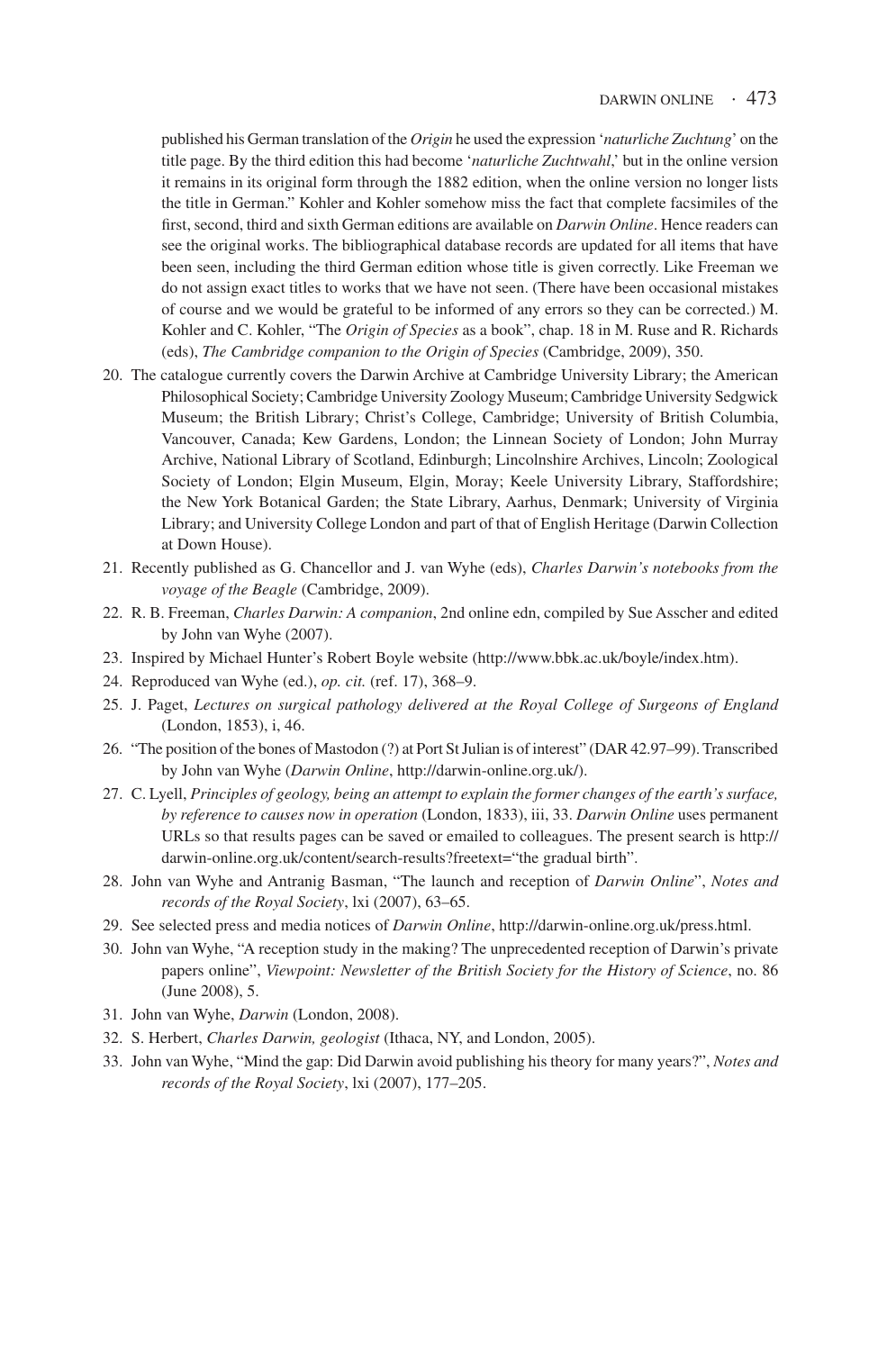published his German translation of the *Origin* he used the expression '*naturliche Zuchtung*' on the title page. By the third edition this had become '*naturliche Zuchtwahl*,' but in the online version it remains in its original form through the 1882 edition, when the online version no longer lists the title in German." Kohler and Kohler somehow miss the fact that complete facsimiles of the first, second, third and sixth German editions are available on *Darwin Online*. Hence readers can see the original works. The bibliographical database records are updated for all items that have been seen, including the third German edition whose title is given correctly. Like Freeman we do not assign exact titles to works that we have not seen. (There have been occasional mistakes of course and we would be grateful to be informed of any errors so they can be corrected.) M. Kohler and C. Kohler, "The *Origin of Species* as a book", chap. 18 in M. Ruse and R. Richards (eds), *The Cambridge companion to the Origin of Species* (Cambridge, 2009), 350.

20. The catalogue currently covers the Darwin Archive at Cambridge University Library; the American Philosophical Society; Cambridge University Zoology Museum; Cambridge University Sedgwick Museum; the British Library; Christ's College, Cambridge; University of British Columbia, Vancouver, Canada; Kew Gardens, London; the Linnean Society of London; John Murray Archive, National Library of Scotland, Edinburgh; Lincolnshire Archives, Lincoln; Zoological Society of London; Elgin Museum, Elgin, Moray; Keele University Library, Staffordshire; the New York Botanical Garden; the State Library, Aarhus, Denmark; University of Virginia Library; and University College London and part of that of English Heritage (Darwin Collection at Down House).
21. Recently published as G. Chancellor and J. van Wyhe (eds), *Charles Darwin's notebooks from the voyage of the Beagle* (Cambridge, 2009).
22. R. B. Freeman, *Charles Darwin: A companion*, 2nd online edn, compiled by Sue Asscher and edited by John van Wyhe (2007).
23. Inspired by Michael Hunter's Robert Boyle website (http://www.bbk.ac.uk/boyle/index.htm).
24. Reproduced van Wyhe (ed.), *op. cit.* (ref. 17), 368–9.
25. J. Paget, *Lectures on surgical pathology delivered at the Royal College of Surgeons of England* (London, 1853), i, 46.
26. "The position of the bones of Mastodon (?) at Port St Julian is of interest" (DAR 42.97–99). Transcribed by John van Wyhe (*Darwin Online*, http://darwin-online.org.uk/).
27. C. Lyell, *Principles of geology, being an attempt to explain the former changes of the earth's surface, by reference to causes now in operation* (London, 1833), iii, 33. *Darwin Online* uses permanent URLs so that results pages can be saved or emailed to colleagues. The present search is http://darwin-online.org.uk/content/search-results?freetext="the gradual birth".
28. John van Wyhe and Antranig Basman, "The launch and reception of *Darwin Online*", *Notes and records of the Royal Society*, lxi (2007), 63–65.
29. See selected press and media notices of *Darwin Online*, http://darwin-online.org.uk/press.html.
30. John van Wyhe, "A reception study in the making? The unprecedented reception of Darwin's private papers online", *Viewpoint: Newsletter of the British Society for the History of Science*, no. 86 (June 2008), 5.
31. John van Wyhe, *Darwin* (London, 2008).
32. S. Herbert, *Charles Darwin, geologist* (Ithaca, NY, and London, 2005).
33. John van Wyhe, "Mind the gap: Did Darwin avoid publishing his theory for many years?", *Notes and records of the Royal Society*, lxi (2007), 177–205.